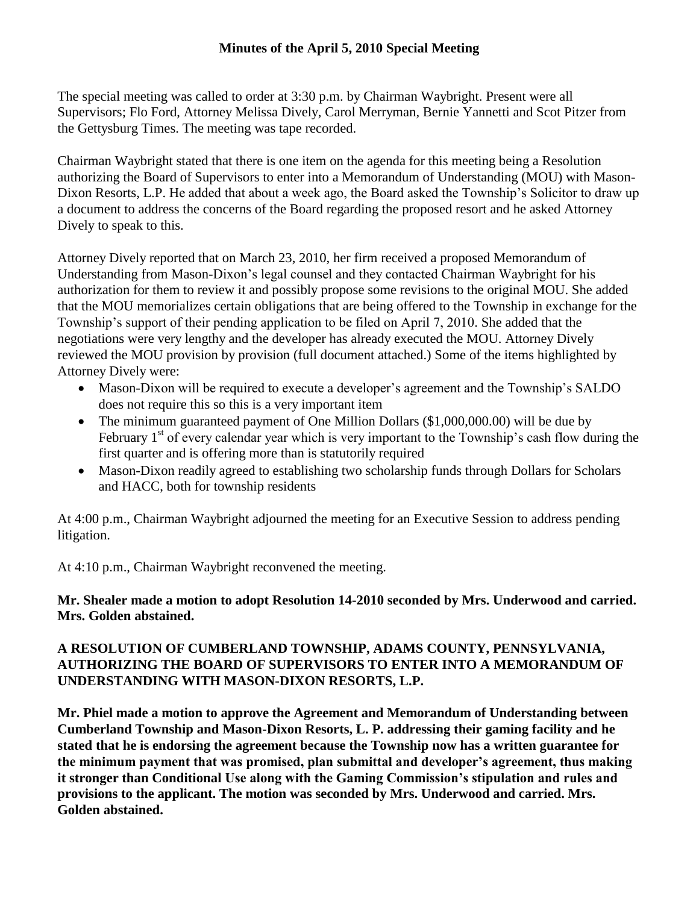## Minutes of the April 5, 2010 Special Meeting

The special meeting was called to order at 3:30 p.m. by Chairman Waybright. Present were all Supervisors; Flo Ford, Attorney Melissa Dively, Carol Merryman, Bernie Yannetti and Scot Pitzer from the Gettysburg Times. The meeting was tape recorded.

Chairman Waybright stated that there is one item on the agenda for this meeting being a Resolution authorizing the Board of Supervisors to enter into a Memorandum of Understanding (MOU) with Mason-Dixon Resorts, L.P. He added that about a week ago, the Board asked the Township's Solicitor to draw up a document to address the concerns of the Board regarding the proposed resort and he asked Attorney Dively to speak to this.

Attorney Dively reported that on March 23, 2010, her firm received a proposed Memorandum of Understanding from Mason-Dixon's legal counsel and they contacted Chairman Waybright for his authorization for them to review it and possibly propose some revisions to the original MOU. She added that the MOU memorializes certain obligations that are being offered to the Township in exchange for the Township's support of their pending application to be filed on April 7, 2010. She added that the negotiations were very lengthy and the developer has already executed the MOU. Attorney Dively reviewed the MOU provision by provision (full document attached.) Some of the items highlighted by Attorney Dively were:

- Mason-Dixon will be required to execute a developer's agreement and the Township's SALDO does not require this so this is a very important item
- The minimum guaranteed payment of One Million Dollars ($1,000,000.00) will be due by February 1st of every calendar year which is very important to the Township's cash flow during the first quarter and is offering more than is statutorily required
- Mason-Dixon readily agreed to establishing two scholarship funds through Dollars for Scholars and HACC, both for township residents

At 4:00 p.m., Chairman Waybright adjourned the meeting for an Executive Session to address pending litigation.

At 4:10 p.m., Chairman Waybright reconvened the meeting.

**Mr. Shealer made a motion to adopt Resolution 14-2010 seconded by Mrs. Underwood and carried. Mrs. Golden abstained.**

**A RESOLUTION OF CUMBERLAND TOWNSHIP, ADAMS COUNTY, PENNSYLVANIA, AUTHORIZING THE BOARD OF SUPERVISORS TO ENTER INTO A MEMORANDUM OF UNDERSTANDING WITH MASON-DIXON RESORTS, L.P.**

**Mr. Phiel made a motion to approve the Agreement and Memorandum of Understanding between Cumberland Township and Mason-Dixon Resorts, L. P. addressing their gaming facility and he stated that he is endorsing the agreement because the Township now has a written guarantee for the minimum payment that was promised, plan submittal and developer's agreement, thus making it stronger than Conditional Use along with the Gaming Commission's stipulation and rules and provisions to the applicant. The motion was seconded by Mrs. Underwood and carried. Mrs. Golden abstained.**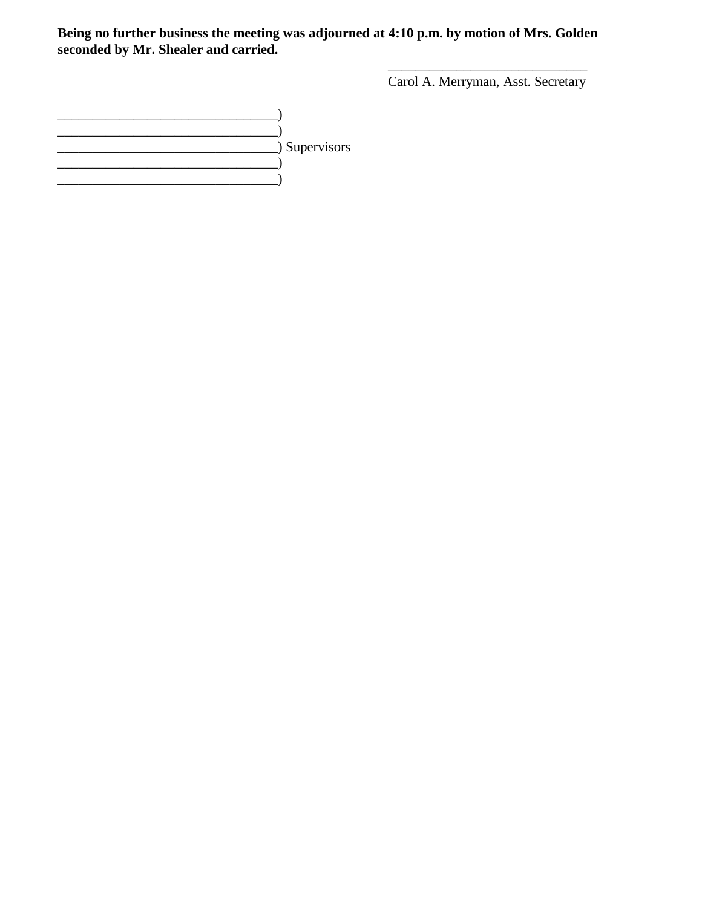**Being no further business the meeting was adjourned at 4:10 p.m. by motion of Mrs. Golden seconded by Mr. Shealer and carried.**

______________________________
Carol A. Merryman, Asst. Secretary

________________________________)
________________________________)
________________________________) Supervisors
________________________________)
________________________________)